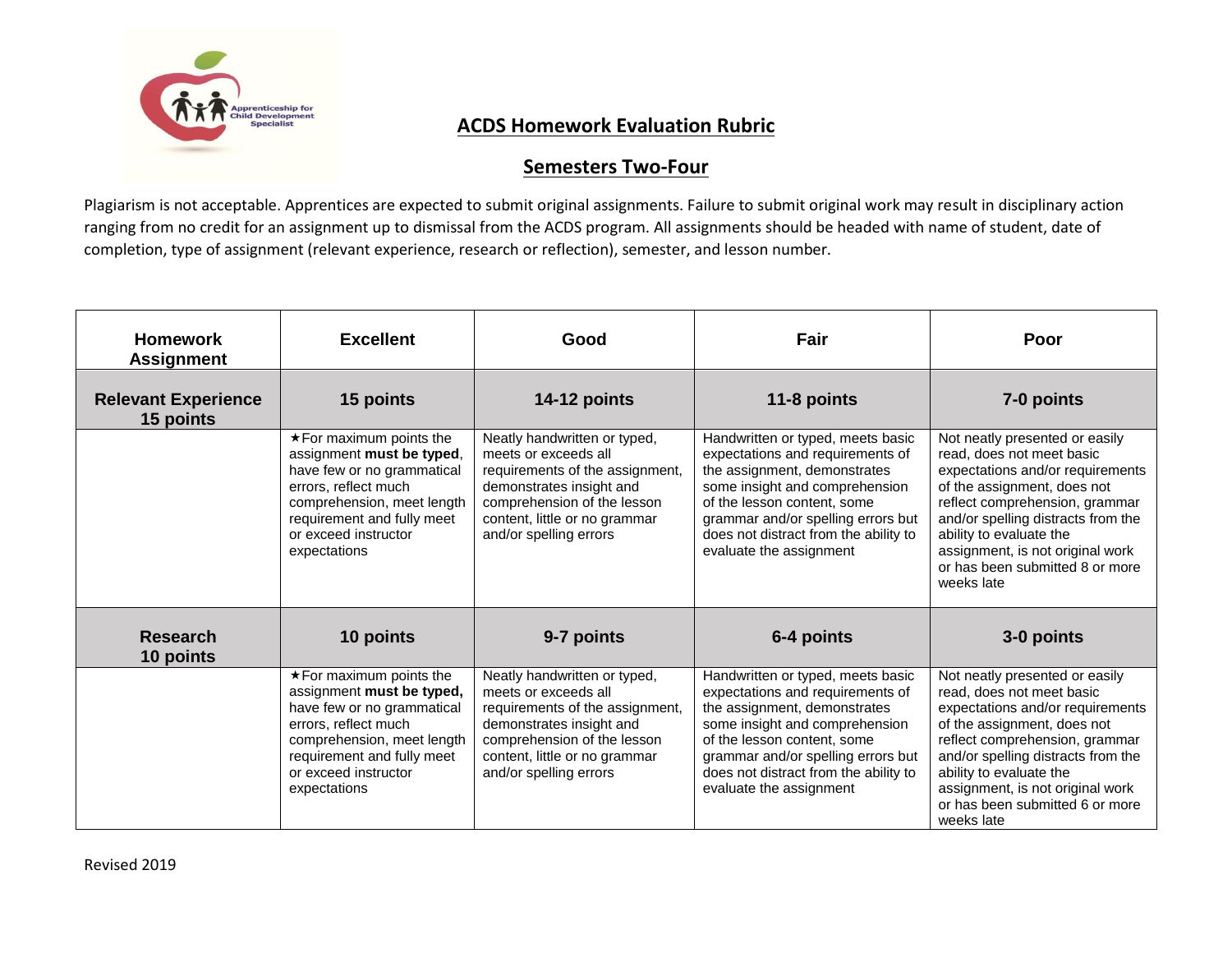# ACDS Homework Evaluation Rubric

## Semesters Two-Four

Plagiarism is not acceptable. Apprentices are expected to submit original assignments. Failure to submit original work may result in disciplinary action ranging from no credit for an assignment up to dismissal from the ACDS program. All assignments should be headed with name of student, date of completion, type of assignment (relevant experience, research or reflection), semester, and lesson number.

| Homework Assignment | Excellent | Good | Fair | Poor |
|---|---|---|---|---|
| **Relevant Experience 15 points** | **15 points** | **14-12 points** | **11-8 points** | **7-0 points** |
| | ★For maximum points the assignment **must be typed**, have few or no grammatical errors, reflect much comprehension, meet length requirement and fully meet or exceed instructor expectations | Neatly handwritten or typed, meets or exceeds all requirements of the assignment, demonstrates insight and comprehension of the lesson content, little or no grammar and/or spelling errors | Handwritten or typed, meets basic expectations and requirements of the assignment, demonstrates some insight and comprehension of the lesson content, some grammar and/or spelling errors but does not distract from the ability to evaluate the assignment | Not neatly presented or easily read, does not meet basic expectations and/or requirements of the assignment, does not reflect comprehension, grammar and/or spelling distracts from the ability to evaluate the assignment, is not original work or has been submitted 8 or more weeks late |
| **Research 10 points** | **10 points** | **9-7 points** | **6-4 points** | **3-0 points** |
| | ★For maximum points the assignment **must be typed,** have few or no grammatical errors, reflect much comprehension, meet length requirement and fully meet or exceed instructor expectations | Neatly handwritten or typed, meets or exceeds all requirements of the assignment, demonstrates insight and comprehension of the lesson content, little or no grammar and/or spelling errors | Handwritten or typed, meets basic expectations and requirements of the assignment, demonstrates some insight and comprehension of the lesson content, some grammar and/or spelling errors but does not distract from the ability to evaluate the assignment | Not neatly presented or easily read, does not meet basic expectations and/or requirements of the assignment, does not reflect comprehension, grammar and/or spelling distracts from the ability to evaluate the assignment, is not original work or has been submitted 6 or more weeks late |

Revised 2019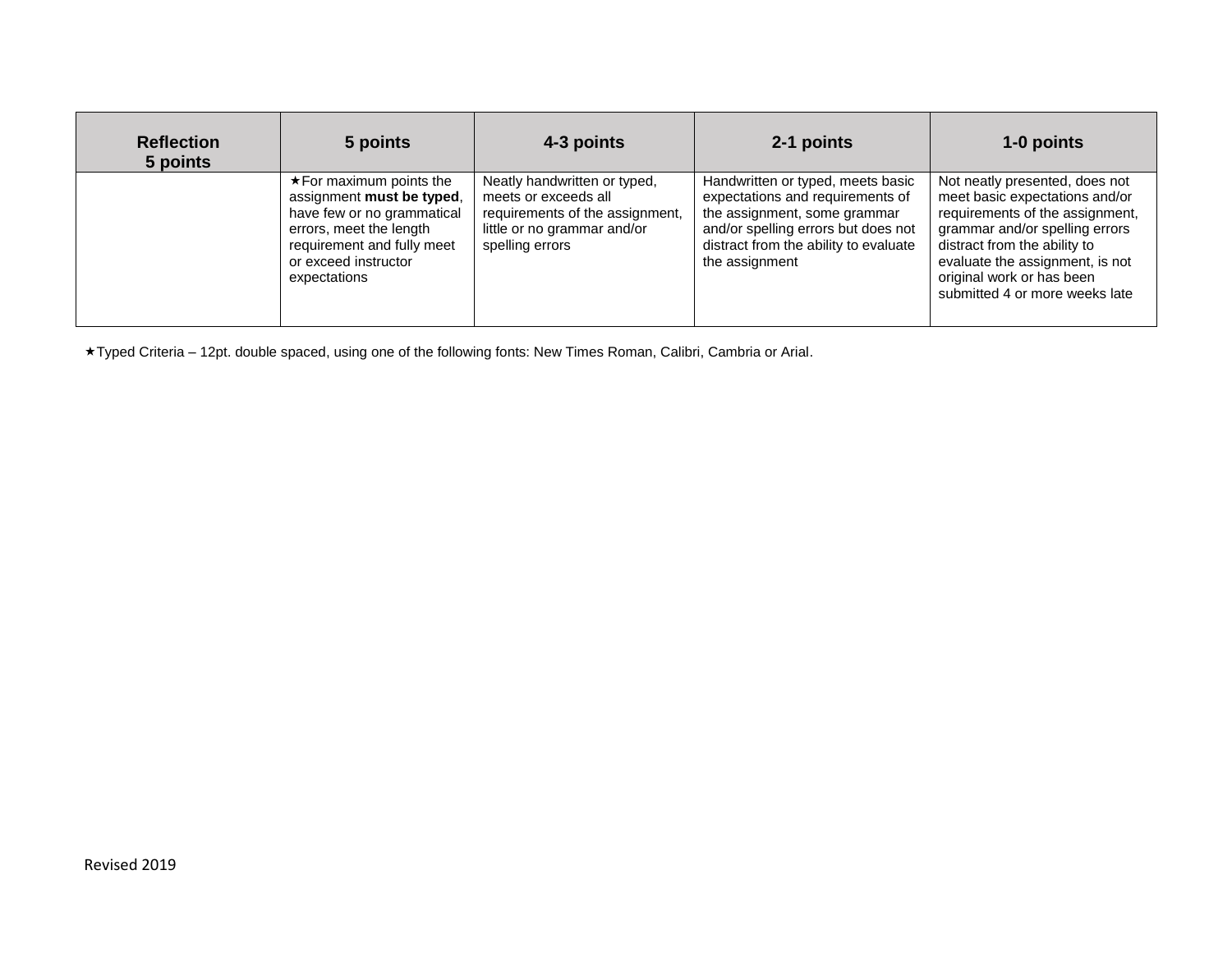| Reflection 5 points | 5 points | 4-3 points | 2-1 points | 1-0 points |
|---|---|---|---|---|
| | ★For maximum points the assignment **must be typed**, have few or no grammatical errors, meet the length requirement and fully meet or exceed instructor expectations | Neatly handwritten or typed, meets or exceeds all requirements of the assignment, little or no grammar and/or spelling errors | Handwritten or typed, meets basic expectations and requirements of the assignment, some grammar and/or spelling errors but does not distract from the ability to evaluate the assignment | Not neatly presented, does not meet basic expectations and/or requirements of the assignment, grammar and/or spelling errors distract from the ability to evaluate the assignment, is not original work or has been submitted 4 or more weeks late |

★Typed Criteria – 12pt. double spaced, using one of the following fonts: New Times Roman, Calibri, Cambria or Arial.

Revised 2019